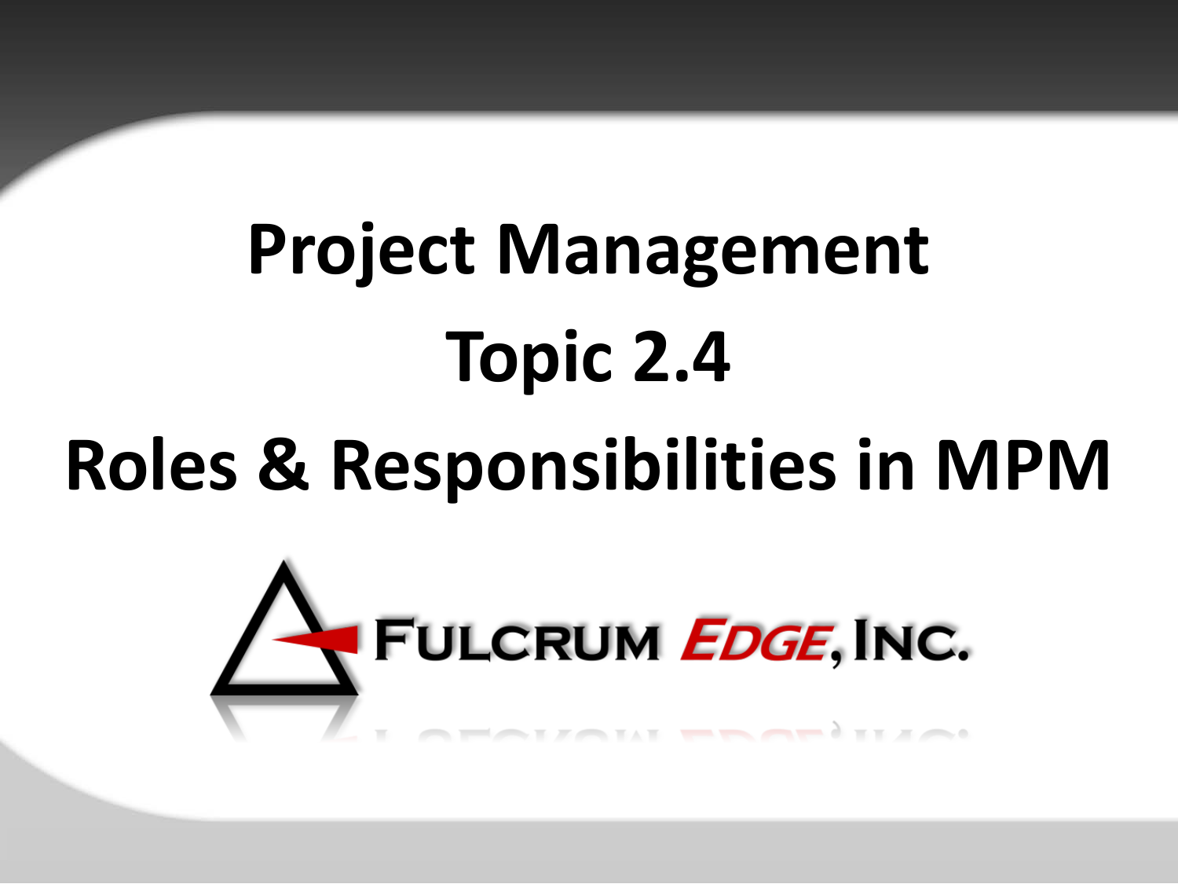# Project Management

## Topic 2.4

## Roles & Responsibilities in MPM

FULCRUM EDGE, INC.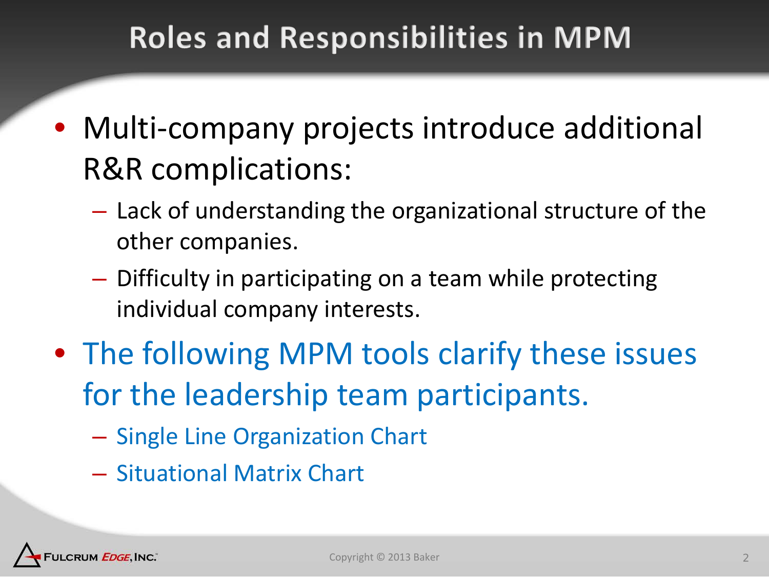# Roles and Responsibilities in MPM

- Multi-company projects introduce additional R&R complications:
  - Lack of understanding the organizational structure of the other companies.
  - Difficulty in participating on a team while protecting individual company interests.
- The following MPM tools clarify these issues for the leadership team participants.
  - Single Line Organization Chart
  - Situational Matrix Chart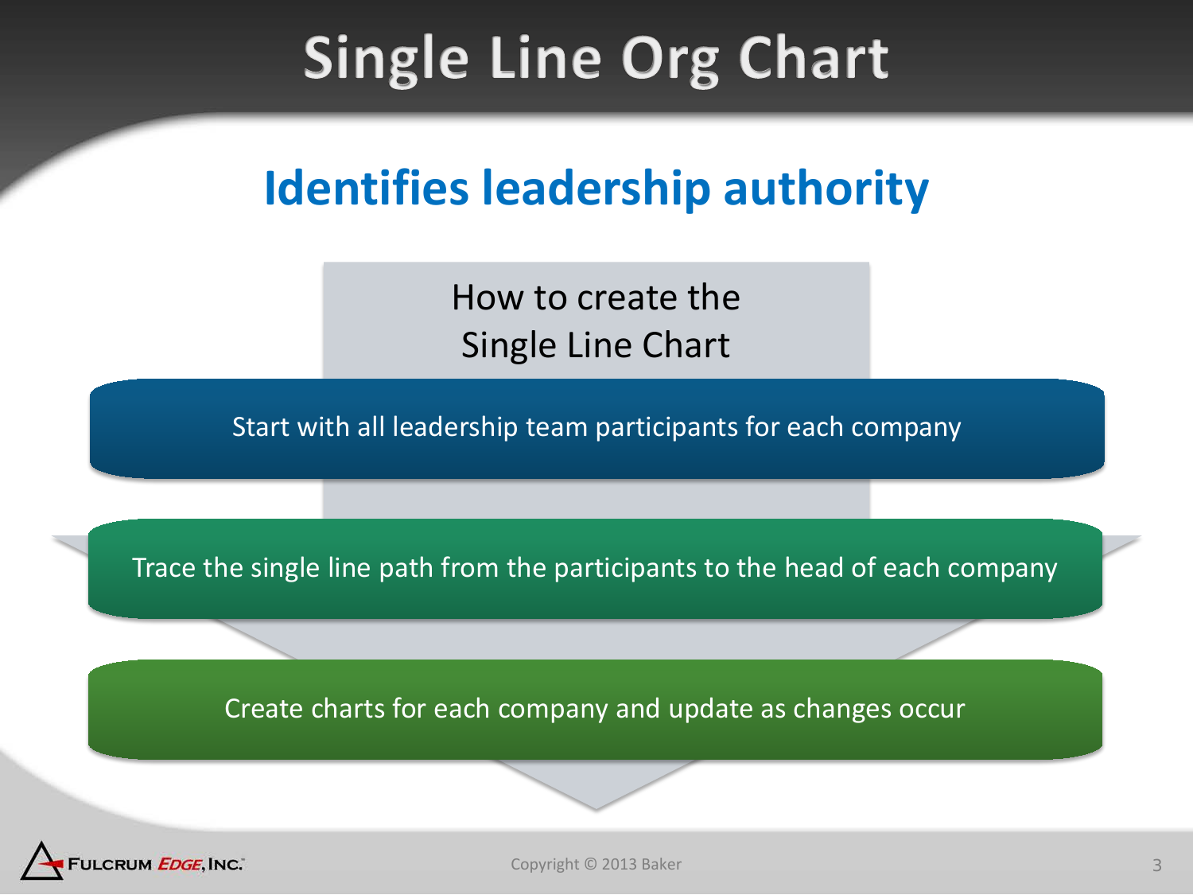# Single Line Org Chart

## Identifies leadership authority

How to create the Single Line Chart

1. Start with all leadership team participants for each company
2. Trace the single line path from the participants to the head of each company
3. Create charts for each company and update as changes occur

Fulcrum *Edge*, Inc.

Copyright © 2013 Baker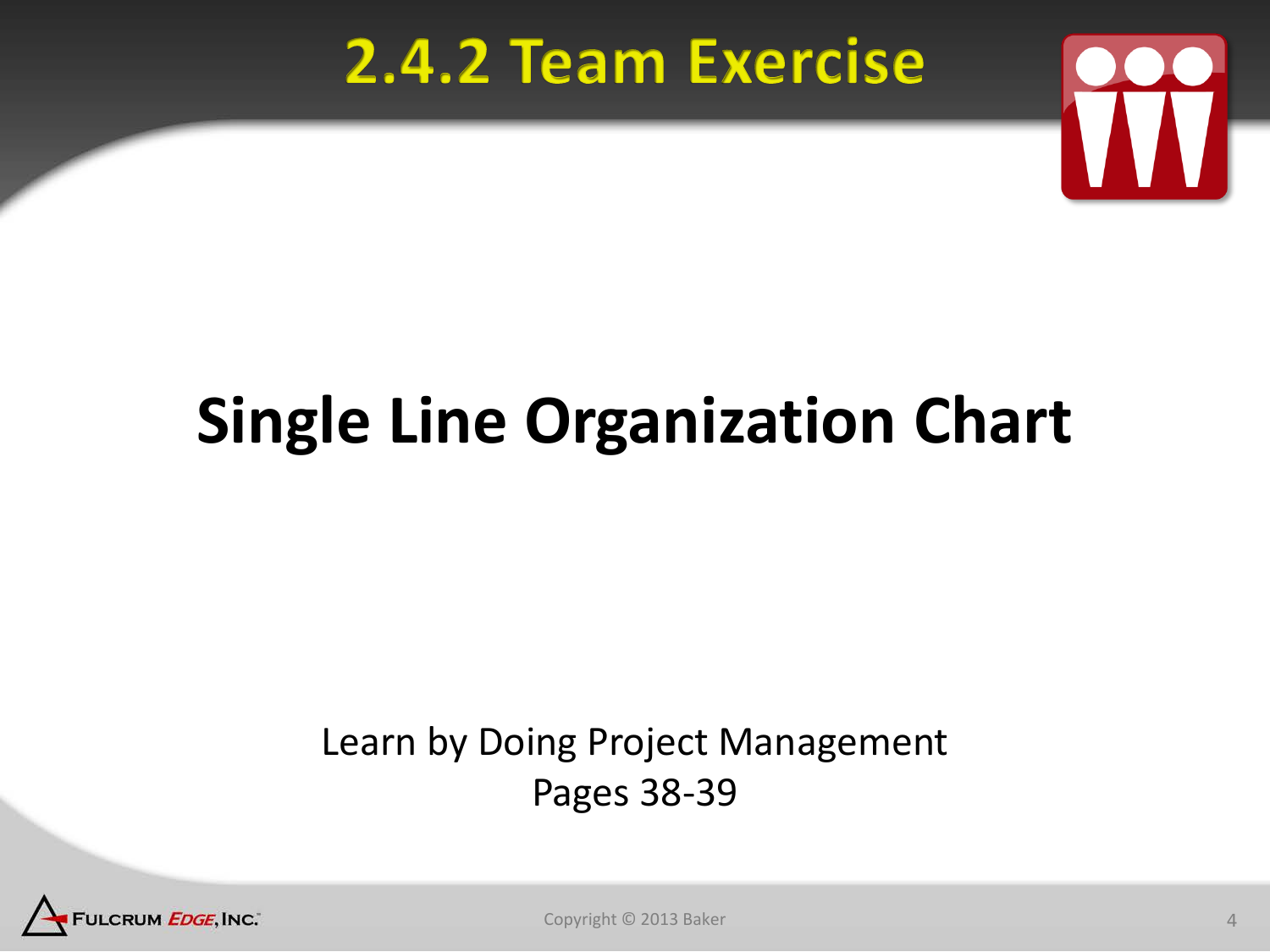# 2.4.2 Team Exercise

## Single Line Organization Chart

Learn by Doing Project Management
Pages 38-39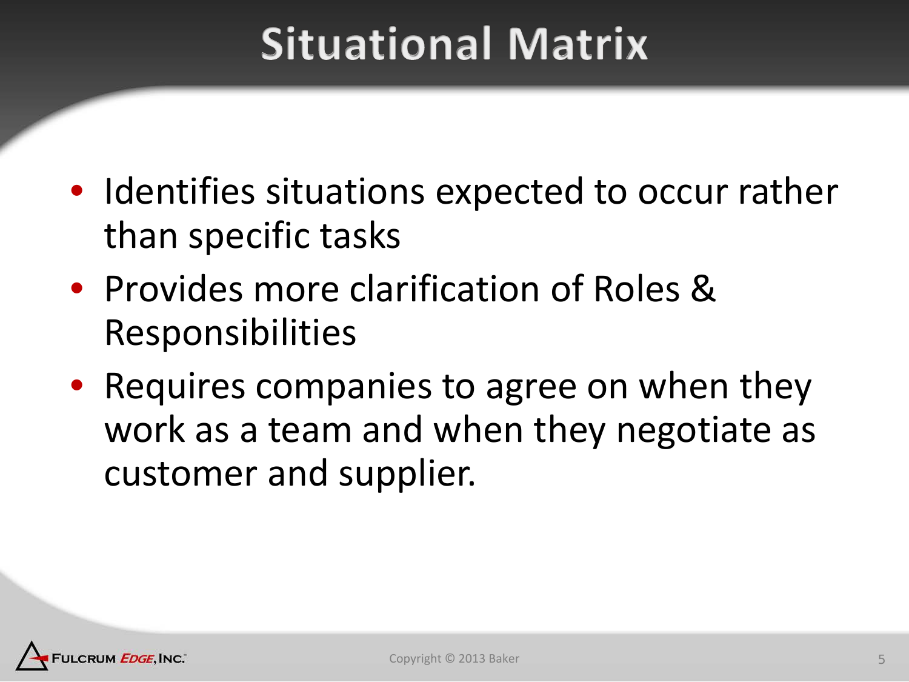# Situational Matrix

- Identifies situations expected to occur rather than specific tasks
- Provides more clarification of Roles & Responsibilities
- Requires companies to agree on when they work as a team and when they negotiate as customer and supplier.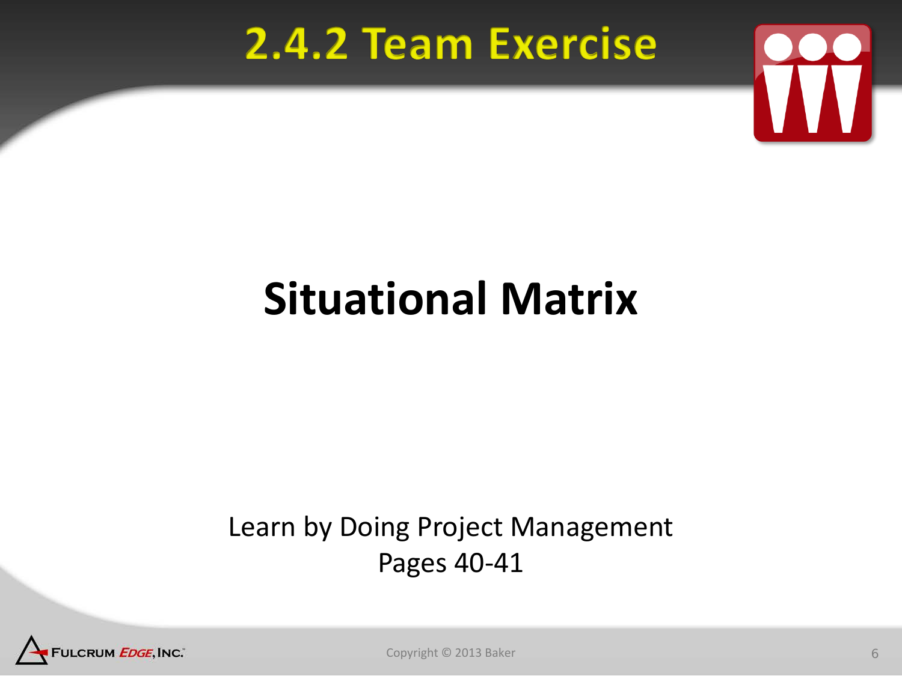# 2.4.2 Team Exercise

## Situational Matrix

Learn by Doing Project Management
Pages 40-41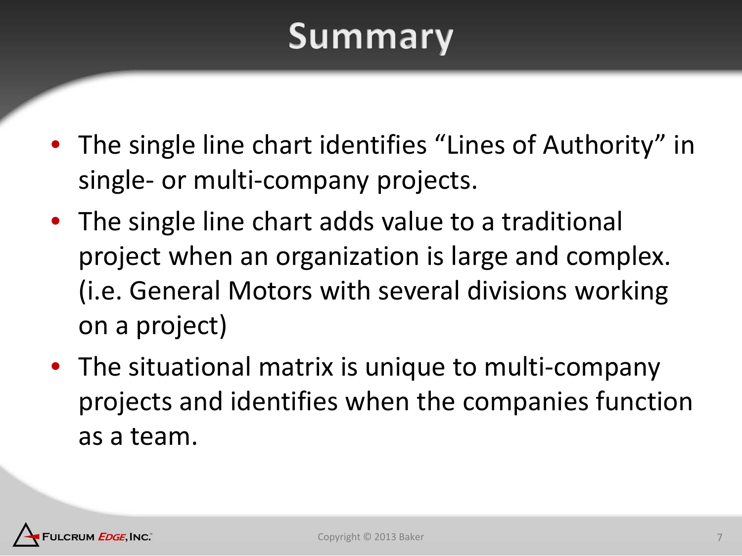# Summary

- The single line chart identifies “Lines of Authority” in single- or multi-company projects.
- The single line chart adds value to a traditional project when an organization is large and complex. (i.e. General Motors with several divisions working on a project)
- The situational matrix is unique to multi-company projects and identifies when the companies function as a team.